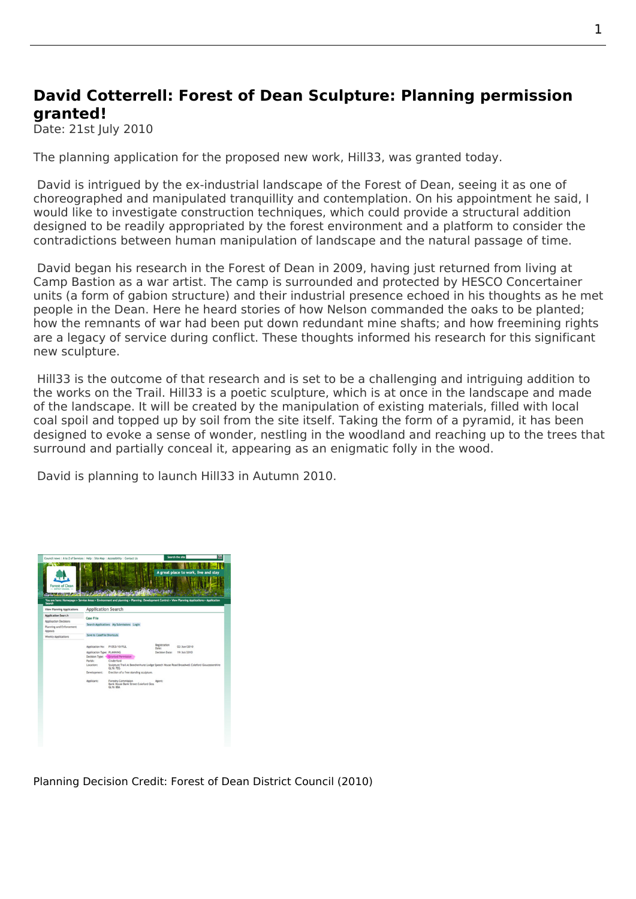# David Cotterrell: Forest of Dean Sculpture: Planning permission granted!

Date: 21st July 2010

The planning application for the proposed new work, Hill33, was granted today.

David is intrigued by the ex-industrial landscape of the Forest of Dean, seeing it as one of choreographed and manipulated tranquillity and contemplation. On his appointment he said, I would like to investigate construction techniques, which could provide a structural addition designed to be readily appropriated by the forest environment and a platform to consider the contradictions between human manipulation of landscape and the natural passage of time.

David began his research in the Forest of Dean in 2009, having just returned from living at Camp Bastion as a war artist. The camp is surrounded and protected by HESCO Concertainer units (a form of gabion structure) and their industrial presence echoed in his thoughts as he met people in the Dean. Here he heard stories of how Nelson commanded the oaks to be planted; how the remnants of war had been put down redundant mine shafts; and how freemining rights are a legacy of service during conflict. These thoughts informed his research for this significant new sculpture.

Hill33 is the outcome of that research and is set to be a challenging and intriguing addition to the works on the Trail. Hill33 is a poetic sculpture, which is at once in the landscape and made of the landscape. It will be created by the manipulation of existing materials, filled with local coal spoil and topped up by soil from the site itself. Taking the form of a pyramid, it has been designed to evoke a sense of wonder, nestling in the woodland and reaching up to the trees that surround and partially conceal it, appearing as an enigmatic folly in the wood.

David is planning to launch Hill33 in Autumn 2010.

Planning Decision Credit: Forest of Dean District Council (2010)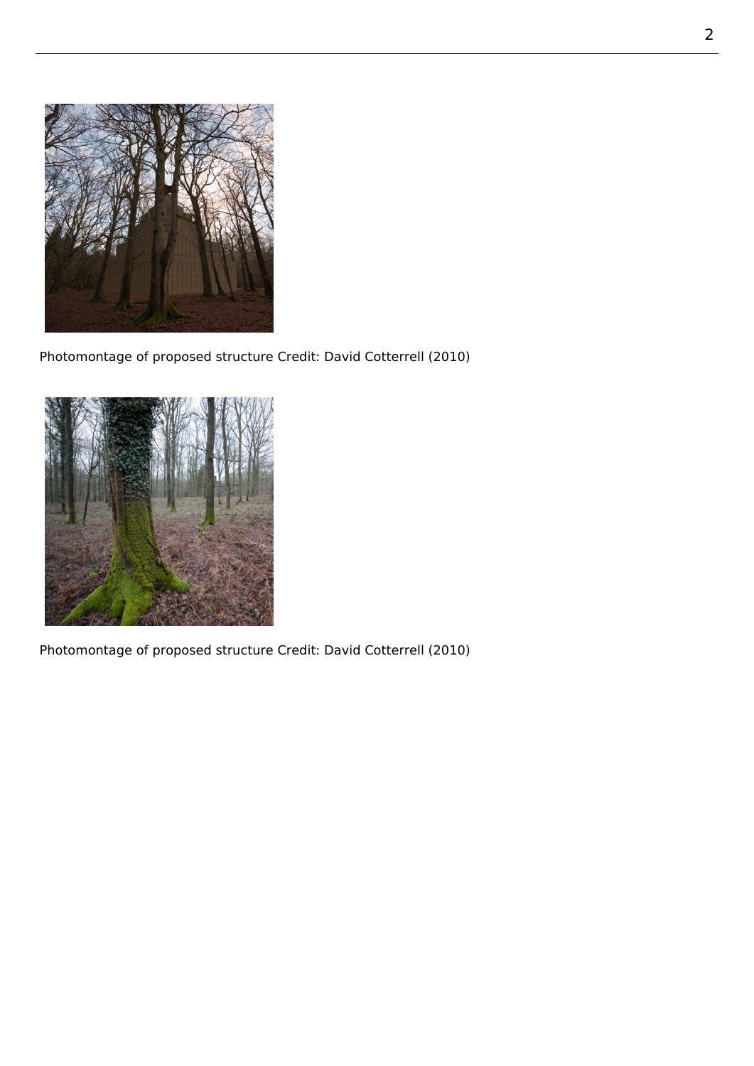Photomontage of proposed structure Credit: David Cotterrell (2010)

Photomontage of proposed structure Credit: David Cotterrell (2010)